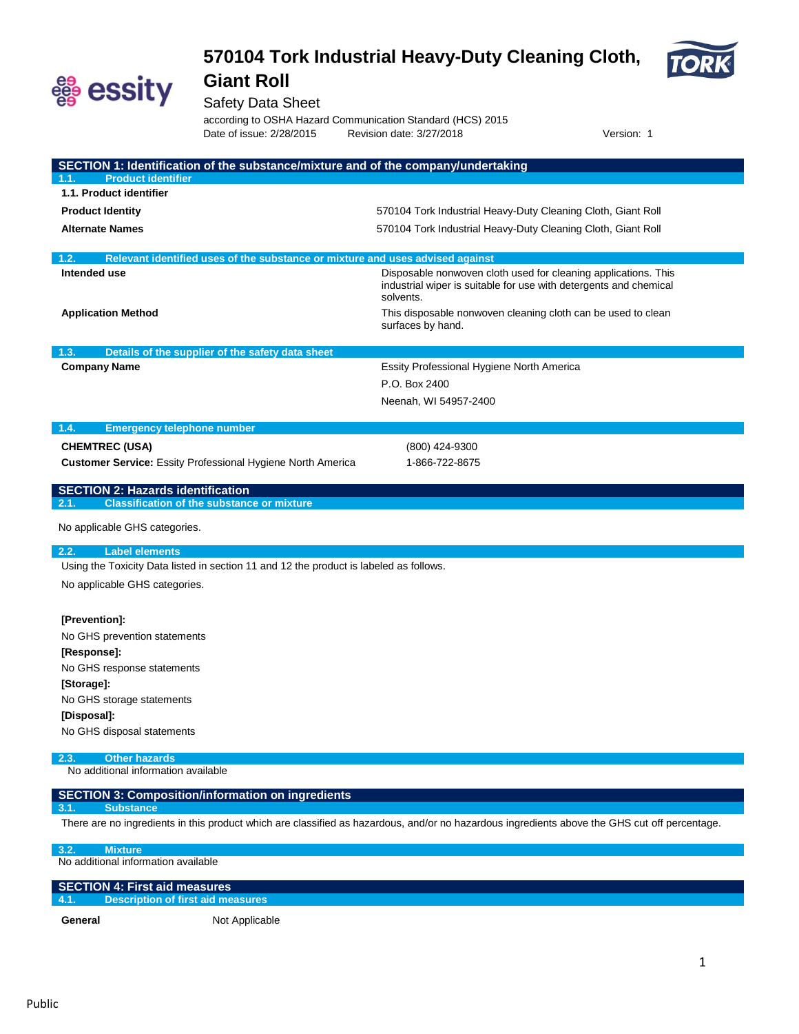# 570104 Tork Industrial Heavy-Duty Cleaning Cloth, Giant Roll

Safety Data Sheet

according to OSHA Hazard Communication Standard (HCS) 2015

Date of issue: 2/28/2015 Revision date: 3/27/2018 Version: 1

## SECTION 1: Identification of the substance/mixture and of the company/undertaking

### 1.1. Product identifier

**1.1. Product identifier**

| | |
|---|---|
| **Product Identity** | 570104 Tork Industrial Heavy-Duty Cleaning Cloth, Giant Roll |
| **Alternate Names** | 570104 Tork Industrial Heavy-Duty Cleaning Cloth, Giant Roll |

### 1.2. Relevant identified uses of the substance or mixture and uses advised against

| | |
|---|---|
| **Intended use** | Disposable nonwoven cloth used for cleaning applications. This industrial wiper is suitable for use with detergents and chemical solvents. |
| **Application Method** | This disposable nonwoven cleaning cloth can be used to clean surfaces by hand. |

### 1.3. Details of the supplier of the safety data sheet

| | |
|---|---|
| **Company Name** | Essity Professional Hygiene North America |
| | P.O. Box 2400 |
| | Neenah, WI 54957-2400 |

### 1.4. Emergency telephone number

| | |
|---|---|
| **CHEMTREC (USA)** | (800) 424-9300 |
| **Customer Service:** Essity Professional Hygiene North America | 1-866-722-8675 |

## SECTION 2: Hazards identification

### 2.1. Classification of the substance or mixture

No applicable GHS categories.

### 2.2. Label elements

Using the Toxicity Data listed in section 11 and 12 the product is labeled as follows.

No applicable GHS categories.

**[Prevention]:**

No GHS prevention statements

**[Response]:**

No GHS response statements

**[Storage]:**

No GHS storage statements

**[Disposal]:**

No GHS disposal statements

### 2.3. Other hazards

No additional information available

## SECTION 3: Composition/information on ingredients

### 3.1. Substance

There are no ingredients in this product which are classified as hazardous, and/or no hazardous ingredients above the GHS cut off percentage.

### 3.2. Mixture

No additional information available

## SECTION 4: First aid measures

### 4.1. Description of first aid measures

| | |
|---|---|
| **General** | Not Applicable |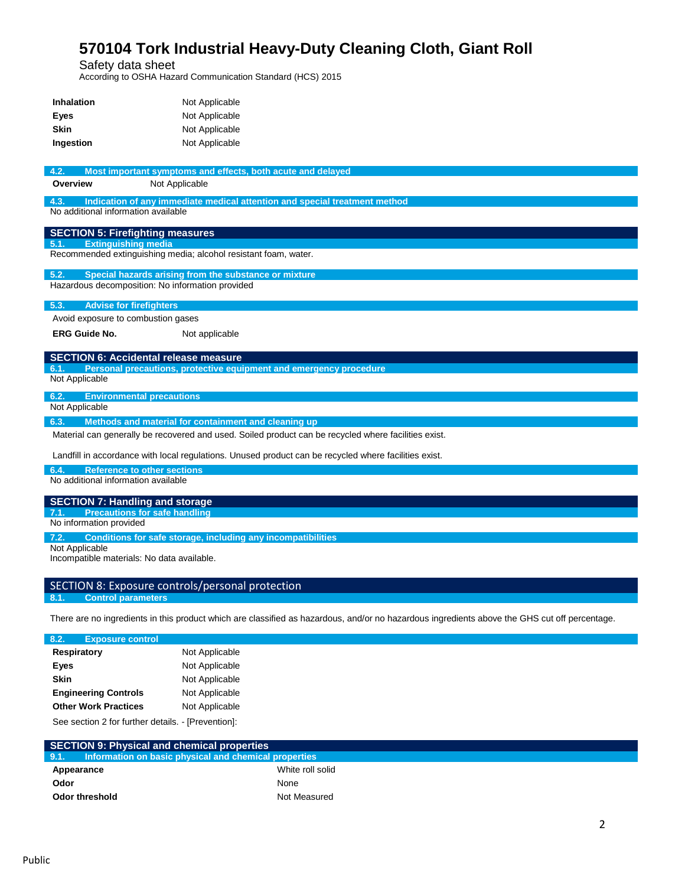| | |
|---|---|
| **Inhalation** | Not Applicable |
| **Eyes** | Not Applicable |
| **Skin** | Not Applicable |
| **Ingestion** | Not Applicable |

### 4.2. Most important symptoms and effects, both acute and delayed

**Overview** Not Applicable

### 4.3. Indication of any immediate medical attention and special treatment method

No additional information available

## SECTION 5: Firefighting measures

### 5.1. Extinguishing media

Recommended extinguishing media; alcohol resistant foam, water.

### 5.2. Special hazards arising from the substance or mixture

Hazardous decomposition: No information provided

### 5.3. Advise for firefighters

Avoid exposure to combustion gases

**ERG Guide No.** Not applicable

## SECTION 6: Accidental release measure

### 6.1. Personal precautions, protective equipment and emergency procedure

Not Applicable

### 6.2. Environmental precautions

Not Applicable

### 6.3. Methods and material for containment and cleaning up

Material can generally be recovered and used. Soiled product can be recycled where facilities exist.

Landfill in accordance with local regulations. Unused product can be recycled where facilities exist.

### 6.4. Reference to other sections

No additional information available

## SECTION 7: Handling and storage

### 7.1. Precautions for safe handling

No information provided

### 7.2. Conditions for safe storage, including any incompatibilities

Not Applicable
Incompatible materials: No data available.

## SECTION 8: Exposure controls/personal protection

### 8.1. Control parameters

There are no ingredients in this product which are classified as hazardous, and/or no hazardous ingredients above the GHS cut off percentage.

### 8.2. Exposure control

| | |
|---|---|
| **Respiratory** | Not Applicable |
| **Eyes** | Not Applicable |
| **Skin** | Not Applicable |
| **Engineering Controls** | Not Applicable |
| **Other Work Practices** | Not Applicable |

See section 2 for further details. - [Prevention]:

## SECTION 9: Physical and chemical properties

### 9.1. Information on basic physical and chemical properties

| | |
|---|---|
| **Appearance** | White roll solid |
| **Odor** | None |
| **Odor threshold** | Not Measured |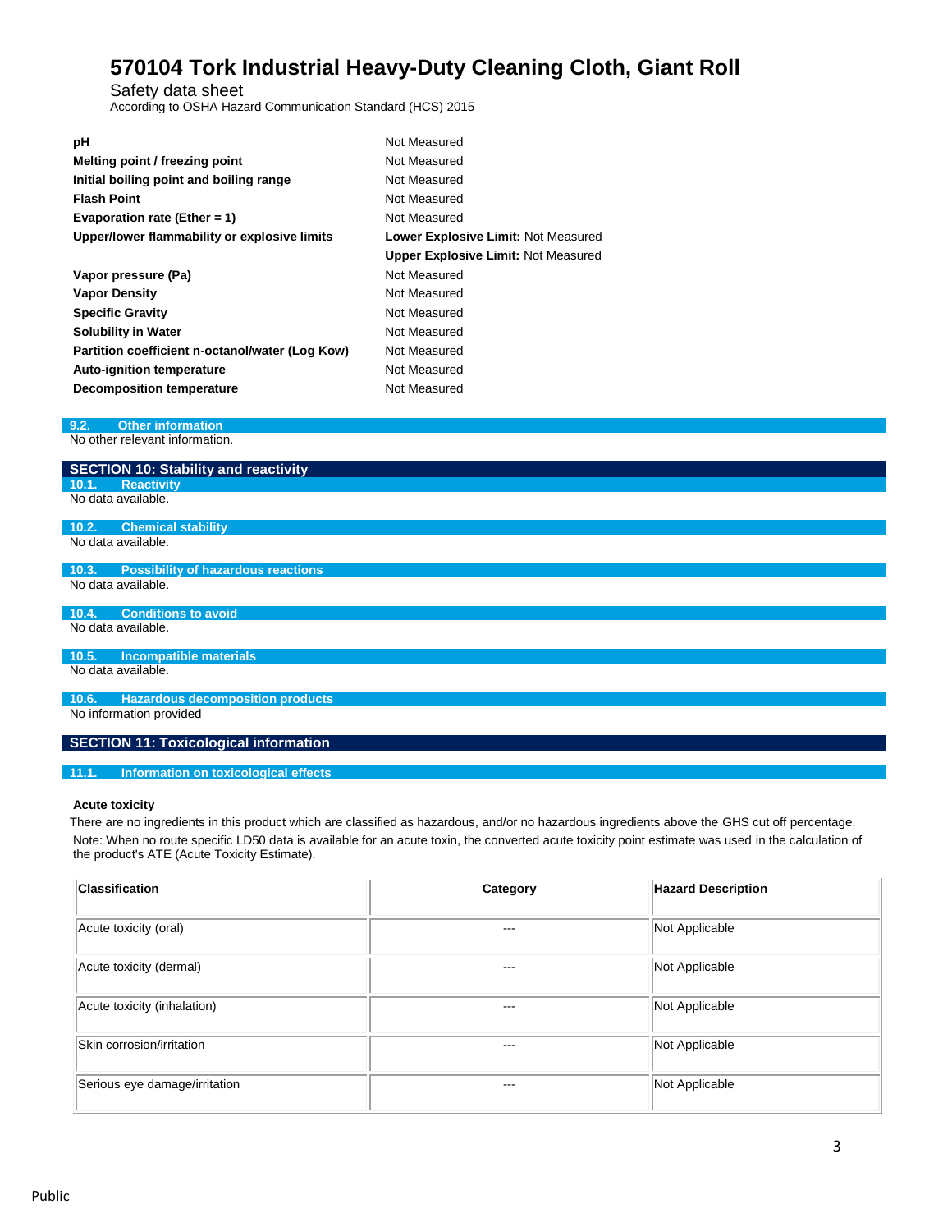# 570104 Tork Industrial Heavy-Duty Cleaning Cloth, Giant Roll

Safety data sheet

According to OSHA Hazard Communication Standard (HCS) 2015

| | |
|---|---|
| **pH** | Not Measured |
| **Melting point / freezing point** | Not Measured |
| **Initial boiling point and boiling range** | Not Measured |
| **Flash Point** | Not Measured |
| **Evaporation rate (Ether = 1)** | Not Measured |
| **Upper/lower flammability or explosive limits** | **Lower Explosive Limit:** Not Measured<br>**Upper Explosive Limit:** Not Measured |
| **Vapor pressure (Pa)** | Not Measured |
| **Vapor Density** | Not Measured |
| **Specific Gravity** | Not Measured |
| **Solubility in Water** | Not Measured |
| **Partition coefficient n-octanol/water (Log Kow)** | Not Measured |
| **Auto-ignition temperature** | Not Measured |
| **Decomposition temperature** | Not Measured |

### 9.2. Other information

No other relevant information.

## SECTION 10: Stability and reactivity

### 10.1. Reactivity

No data available.

### 10.2. Chemical stability

No data available.

### 10.3. Possibility of hazardous reactions

No data available.

### 10.4. Conditions to avoid

No data available.

### 10.5. Incompatible materials

No data available.

### 10.6. Hazardous decomposition products

No information provided

## SECTION 11: Toxicological information

### 11.1. Information on toxicological effects

**Acute toxicity**

There are no ingredients in this product which are classified as hazardous, and/or no hazardous ingredients above the GHS cut off percentage.

Note: When no route specific LD50 data is available for an acute toxin, the converted acute toxicity point estimate was used in the calculation of the product's ATE (Acute Toxicity Estimate).

| Classification | Category | Hazard Description |
|---|---|---|
| Acute toxicity (oral) | --- | Not Applicable |
| Acute toxicity (dermal) | --- | Not Applicable |
| Acute toxicity (inhalation) | --- | Not Applicable |
| Skin corrosion/irritation | --- | Not Applicable |
| Serious eye damage/irritation | --- | Not Applicable |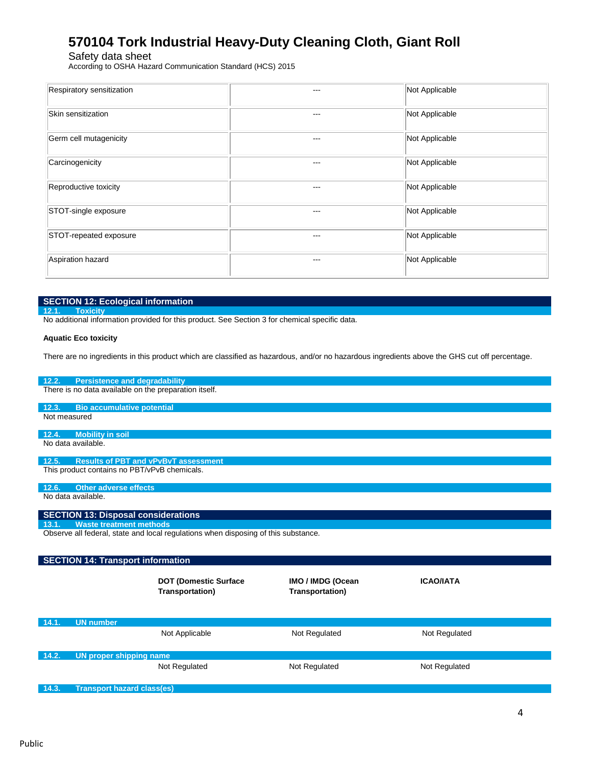| Respiratory sensitization | --- | Not Applicable |
| --- | --- | --- |
| Skin sensitization | --- | Not Applicable |
| Germ cell mutagenicity | --- | Not Applicable |
| Carcinogenicity | --- | Not Applicable |
| Reproductive toxicity | --- | Not Applicable |
| STOT-single exposure | --- | Not Applicable |
| STOT-repeated exposure | --- | Not Applicable |
| Aspiration hazard | --- | Not Applicable |

## SECTION 12: Ecological information

### 12.1. Toxicity

No additional information provided for this product. See Section 3 for chemical specific data.

**Aquatic Eco toxicity**

There are no ingredients in this product which are classified as hazardous, and/or no hazardous ingredients above the GHS cut off percentage.

### 12.2. Persistence and degradability

There is no data available on the preparation itself.

### 12.3. Bio accumulative potential

Not measured

### 12.4. Mobility in soil

No data available.

### 12.5. Results of PBT and vPvBvT assessment

This product contains no PBT/vPvB chemicals.

### 12.6. Other adverse effects

No data available.

## SECTION 13: Disposal considerations

### 13.1. Waste treatment methods

Observe all federal, state and local regulations when disposing of this substance.

## SECTION 14: Transport information

| | DOT (Domestic Surface Transportation) | IMO / IMDG (Ocean Transportation) | ICAO/IATA |
| --- | --- | --- | --- |
| **14.1. UN number** | Not Applicable | Not Regulated | Not Regulated |
| **14.2. UN proper shipping name** | Not Regulated | Not Regulated | Not Regulated |

### 14.3. Transport hazard class(es)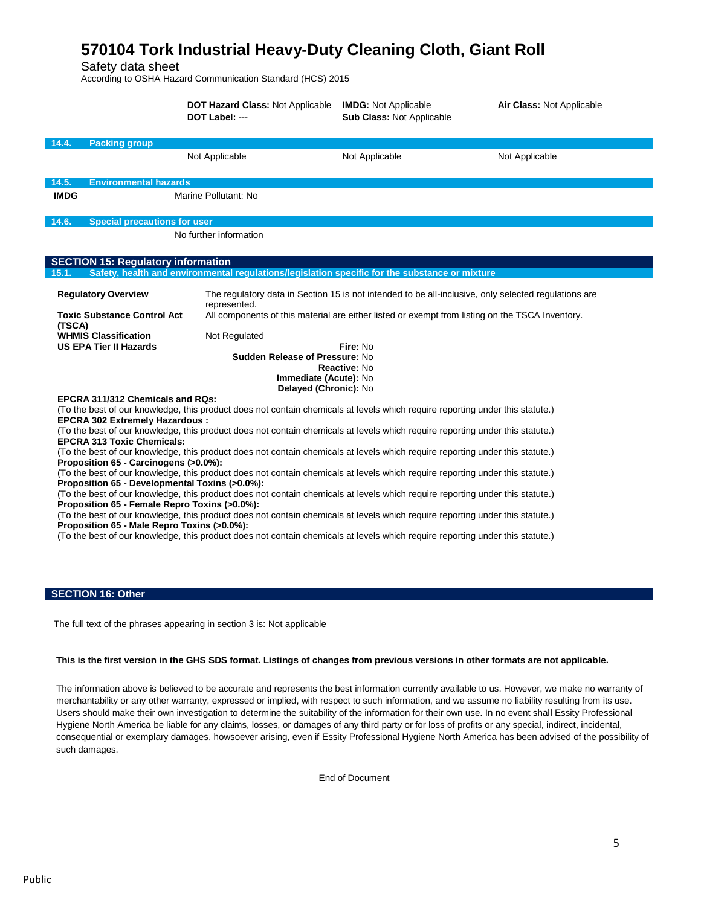| | DOT Hazard Class: Not Applicable<br>DOT Label: --- | IMDG: Not Applicable<br>Sub Class: Not Applicable | Air Class: Not Applicable |
|---|---|---|---|

### 14.4. Packing group

| | | |
|---|---|---|
| Not Applicable | Not Applicable | Not Applicable |

### 14.5. Environmental hazards

**IMDG** Marine Pollutant: No

### 14.6. Special precautions for user

No further information

## SECTION 15: Regulatory information

### 15.1. Safety, health and environmental regulations/legislation specific for the substance or mixture

**Regulatory Overview** The regulatory data in Section 15 is not intended to be all-inclusive, only selected regulations are represented.

**Toxic Substance Control Act (TSCA)** All components of this material are either listed or exempt from listing on the TSCA Inventory.

**WHMIS Classification** Not Regulated

**US EPA Tier II Hazards**

**Fire:** No
**Sudden Release of Pressure:** No
**Reactive:** No
**Immediate (Acute):** No
**Delayed (Chronic):** No

**EPCRA 311/312 Chemicals and RQs:**
(To the best of our knowledge, this product does not contain chemicals at levels which require reporting under this statute.)

**EPCRA 302 Extremely Hazardous :**
(To the best of our knowledge, this product does not contain chemicals at levels which require reporting under this statute.)

**EPCRA 313 Toxic Chemicals:**
(To the best of our knowledge, this product does not contain chemicals at levels which require reporting under this statute.)

**Proposition 65 - Carcinogens (>0.0%):**
(To the best of our knowledge, this product does not contain chemicals at levels which require reporting under this statute.)

**Proposition 65 - Developmental Toxins (>0.0%):**
(To the best of our knowledge, this product does not contain chemicals at levels which require reporting under this statute.)

**Proposition 65 - Female Repro Toxins (>0.0%):**
(To the best of our knowledge, this product does not contain chemicals at levels which require reporting under this statute.)

**Proposition 65 - Male Repro Toxins (>0.0%):**
(To the best of our knowledge, this product does not contain chemicals at levels which require reporting under this statute.)

## SECTION 16: Other

The full text of the phrases appearing in section 3 is: Not applicable

**This is the first version in the GHS SDS format. Listings of changes from previous versions in other formats are not applicable.**

The information above is believed to be accurate and represents the best information currently available to us. However, we make no warranty of merchantability or any other warranty, expressed or implied, with respect to such information, and we assume no liability resulting from its use. Users should make their own investigation to determine the suitability of the information for their own use. In no event shall Essity Professional Hygiene North America be liable for any claims, losses, or damages of any third party or for loss of profits or any special, indirect, incidental, consequential or exemplary damages, howsoever arising, even if Essity Professional Hygiene North America has been advised of the possibility of such damages.

End of Document